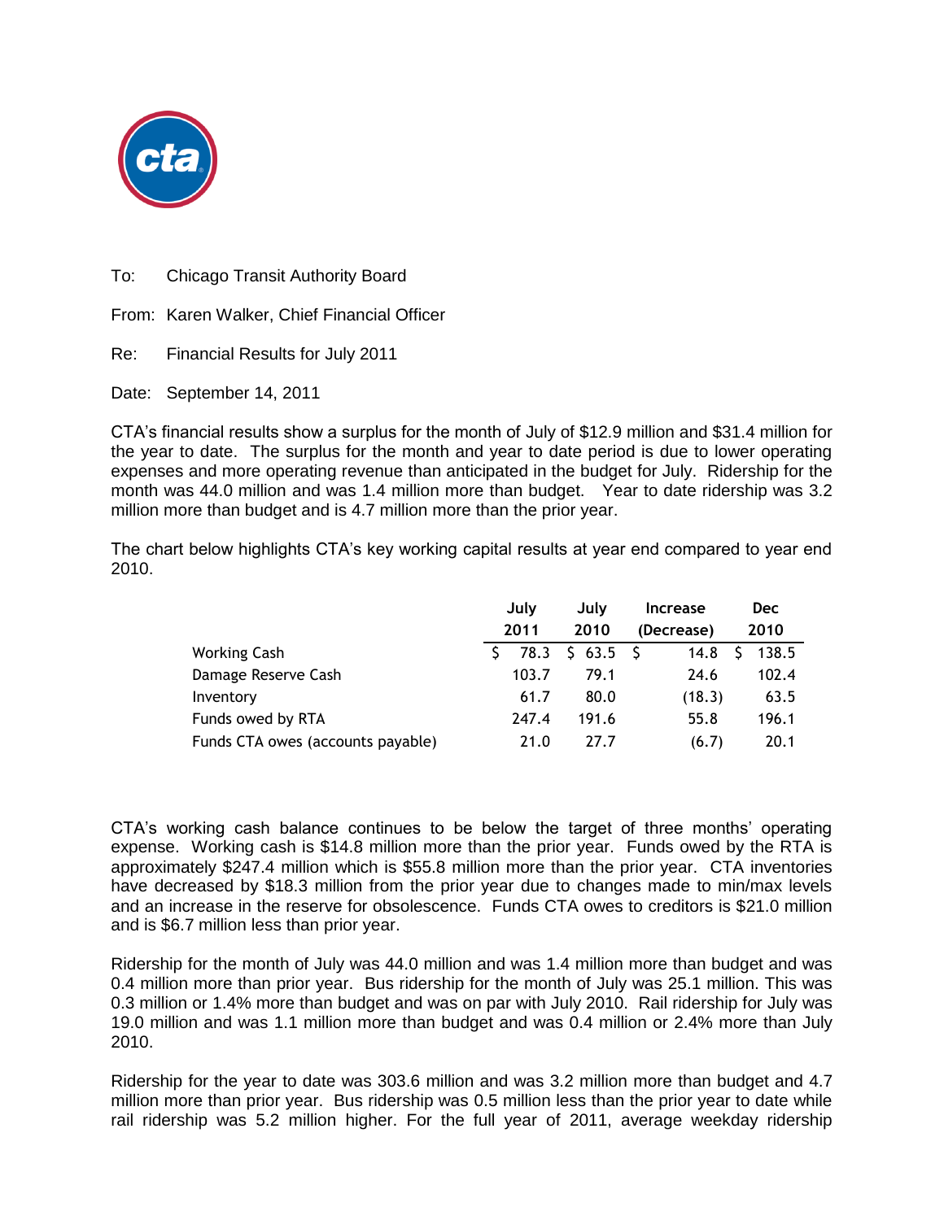To: Chicago Transit Authority Board

From: Karen Walker, Chief Financial Officer

Re: Financial Results for July 2011

Date: September 14, 2011

CTA's financial results show a surplus for the month of July of $12.9 million and $31.4 million for the year to date. The surplus for the month and year to date period is due to lower operating expenses and more operating revenue than anticipated in the budget for July. Ridership for the month was 44.0 million and was 1.4 million more than budget. Year to date ridership was 3.2 million more than budget and is 4.7 million more than the prior year.

The chart below highlights CTA's key working capital results at year end compared to year end 2010.

| | July 2011 | July 2010 | Increase (Decrease) | Dec 2010 |
|---|---|---|---|---|
| Working Cash | $ 78.3 | $ 63.5 | $ 14.8 | $ 138.5 |
| Damage Reserve Cash | 103.7 | 79.1 | 24.6 | 102.4 |
| Inventory | 61.7 | 80.0 | (18.3) | 63.5 |
| Funds owed by RTA | 247.4 | 191.6 | 55.8 | 196.1 |
| Funds CTA owes (accounts payable) | 21.0 | 27.7 | (6.7) | 20.1 |

CTA's working cash balance continues to be below the target of three months' operating expense. Working cash is $14.8 million more than the prior year. Funds owed by the RTA is approximately $247.4 million which is $55.8 million more than the prior year. CTA inventories have decreased by $18.3 million from the prior year due to changes made to min/max levels and an increase in the reserve for obsolescence. Funds CTA owes to creditors is $21.0 million and is $6.7 million less than prior year.

Ridership for the month of July was 44.0 million and was 1.4 million more than budget and was 0.4 million more than prior year. Bus ridership for the month of July was 25.1 million. This was 0.3 million or 1.4% more than budget and was on par with July 2010. Rail ridership for July was 19.0 million and was 1.1 million more than budget and was 0.4 million or 2.4% more than July 2010.

Ridership for the year to date was 303.6 million and was 3.2 million more than budget and 4.7 million more than prior year. Bus ridership was 0.5 million less than the prior year to date while rail ridership was 5.2 million higher. For the full year of 2011, average weekday ridership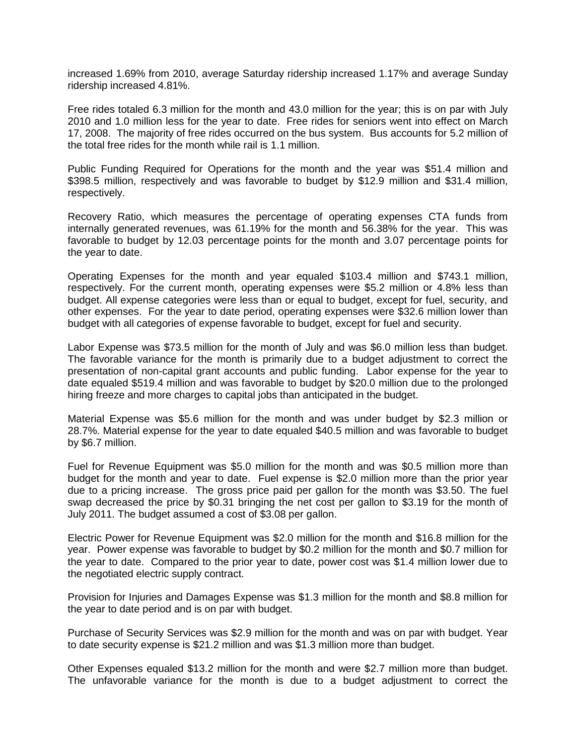increased 1.69% from 2010, average Saturday ridership increased 1.17% and average Sunday ridership increased 4.81%.

Free rides totaled 6.3 million for the month and 43.0 million for the year; this is on par with July 2010 and 1.0 million less for the year to date. Free rides for seniors went into effect on March 17, 2008. The majority of free rides occurred on the bus system. Bus accounts for 5.2 million of the total free rides for the month while rail is 1.1 million.

Public Funding Required for Operations for the month and the year was $51.4 million and $398.5 million, respectively and was favorable to budget by $12.9 million and $31.4 million, respectively.

Recovery Ratio, which measures the percentage of operating expenses CTA funds from internally generated revenues, was 61.19% for the month and 56.38% for the year. This was favorable to budget by 12.03 percentage points for the month and 3.07 percentage points for the year to date.

Operating Expenses for the month and year equaled $103.4 million and $743.1 million, respectively. For the current month, operating expenses were $5.2 million or 4.8% less than budget. All expense categories were less than or equal to budget, except for fuel, security, and other expenses. For the year to date period, operating expenses were $32.6 million lower than budget with all categories of expense favorable to budget, except for fuel and security.

Labor Expense was $73.5 million for the month of July and was $6.0 million less than budget. The favorable variance for the month is primarily due to a budget adjustment to correct the presentation of non-capital grant accounts and public funding. Labor expense for the year to date equaled $519.4 million and was favorable to budget by $20.0 million due to the prolonged hiring freeze and more charges to capital jobs than anticipated in the budget.

Material Expense was $5.6 million for the month and was under budget by $2.3 million or 28.7%. Material expense for the year to date equaled $40.5 million and was favorable to budget by $6.7 million.

Fuel for Revenue Equipment was $5.0 million for the month and was $0.5 million more than budget for the month and year to date. Fuel expense is $2.0 million more than the prior year due to a pricing increase. The gross price paid per gallon for the month was $3.50. The fuel swap decreased the price by $0.31 bringing the net cost per gallon to $3.19 for the month of July 2011. The budget assumed a cost of $3.08 per gallon.

Electric Power for Revenue Equipment was $2.0 million for the month and $16.8 million for the year. Power expense was favorable to budget by $0.2 million for the month and $0.7 million for the year to date. Compared to the prior year to date, power cost was $1.4 million lower due to the negotiated electric supply contract.

Provision for Injuries and Damages Expense was $1.3 million for the month and $8.8 million for the year to date period and is on par with budget.

Purchase of Security Services was $2.9 million for the month and was on par with budget. Year to date security expense is $21.2 million and was $1.3 million more than budget.

Other Expenses equaled $13.2 million for the month and were $2.7 million more than budget. The unfavorable variance for the month is due to a budget adjustment to correct the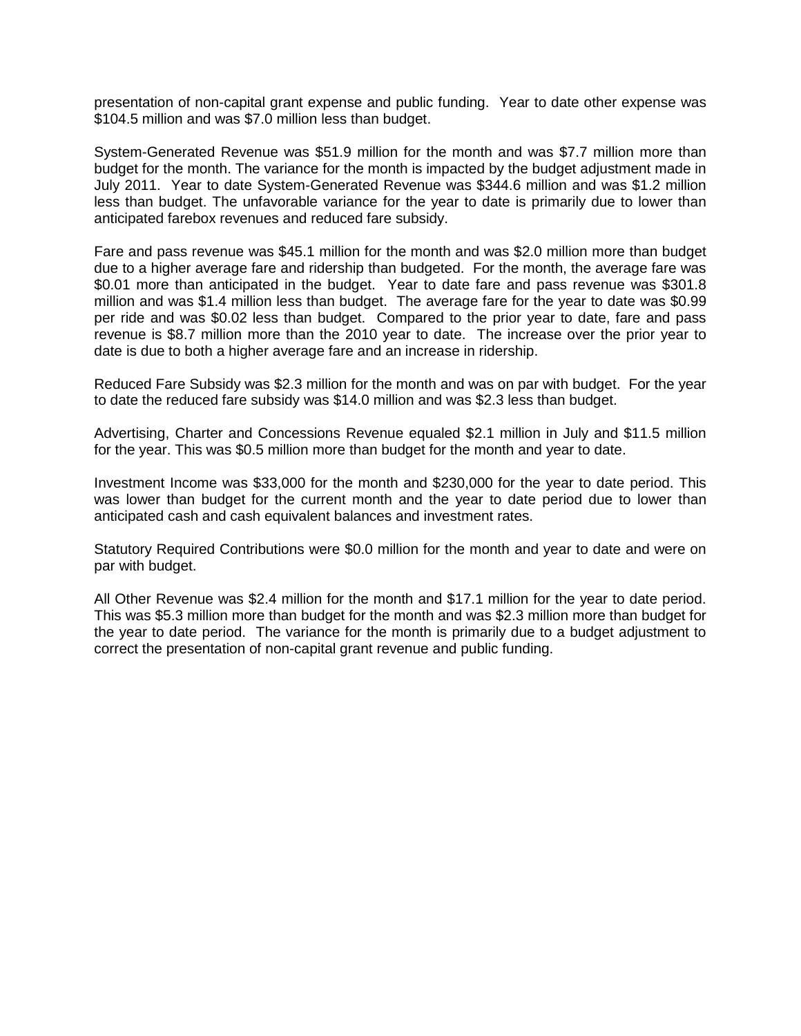presentation of non-capital grant expense and public funding. Year to date other expense was $104.5 million and was $7.0 million less than budget.

System-Generated Revenue was $51.9 million for the month and was $7.7 million more than budget for the month. The variance for the month is impacted by the budget adjustment made in July 2011. Year to date System-Generated Revenue was $344.6 million and was $1.2 million less than budget. The unfavorable variance for the year to date is primarily due to lower than anticipated farebox revenues and reduced fare subsidy.

Fare and pass revenue was $45.1 million for the month and was $2.0 million more than budget due to a higher average fare and ridership than budgeted. For the month, the average fare was $0.01 more than anticipated in the budget. Year to date fare and pass revenue was $301.8 million and was $1.4 million less than budget. The average fare for the year to date was $0.99 per ride and was $0.02 less than budget. Compared to the prior year to date, fare and pass revenue is $8.7 million more than the 2010 year to date. The increase over the prior year to date is due to both a higher average fare and an increase in ridership.

Reduced Fare Subsidy was $2.3 million for the month and was on par with budget. For the year to date the reduced fare subsidy was $14.0 million and was $2.3 less than budget.

Advertising, Charter and Concessions Revenue equaled $2.1 million in July and $11.5 million for the year. This was $0.5 million more than budget for the month and year to date.

Investment Income was $33,000 for the month and $230,000 for the year to date period. This was lower than budget for the current month and the year to date period due to lower than anticipated cash and cash equivalent balances and investment rates.

Statutory Required Contributions were $0.0 million for the month and year to date and were on par with budget.

All Other Revenue was $2.4 million for the month and $17.1 million for the year to date period. This was $5.3 million more than budget for the month and was $2.3 million more than budget for the year to date period. The variance for the month is primarily due to a budget adjustment to correct the presentation of non-capital grant revenue and public funding.